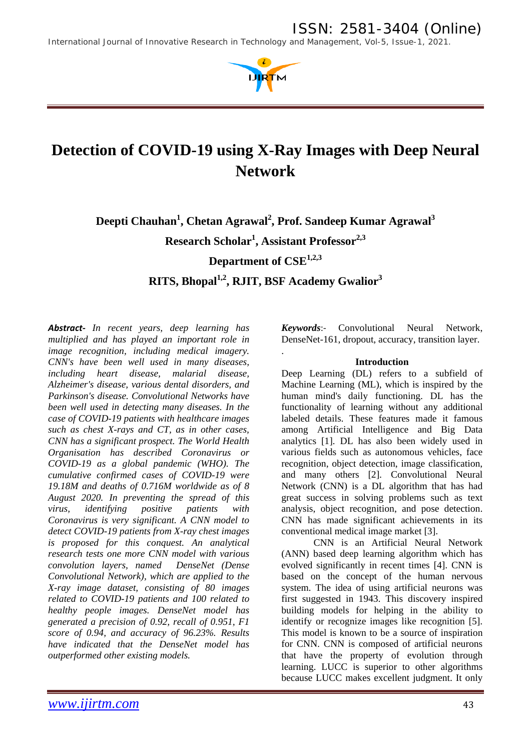# Detection of COVID-19 using X-Ray Images with Deep Neural Network

**Deepti Chauhan[1], Chetan Agrawal[2], Prof. Sandeep Kumar Agrawal[3]**

**Research Scholar[1], Assistant Professor[2,3]**

**Department of CSE[1,2,3]**

**RITS, Bhopal[1,2], RJIT, BSF Academy Gwalior[3]**

***Abstract-*** *In recent years, deep learning has multiplied and has played an important role in image recognition, including medical imagery. CNN's have been well used in many diseases, including heart disease, malarial disease, Alzheimer's disease, various dental disorders, and Parkinson's disease. Convolutional Networks have been well used in detecting many diseases. In the case of COVID-19 patients with healthcare images such as chest X-rays and CT, as in other cases, CNN has a significant prospect. The World Health Organisation has described Coronavirus or COVID-19 as a global pandemic (WHO). The cumulative confirmed cases of COVID-19 were 19.18M and deaths of 0.716M worldwide as of 8 August 2020. In preventing the spread of this virus, identifying positive patients with Coronavirus is very significant. A CNN model to detect COVID-19 patients from X-ray chest images is proposed for this conquest. An analytical research tests one more CNN model with various convolution layers, named DenseNet (Dense Convolutional Network), which are applied to the X-ray image dataset, consisting of 80 images related to COVID-19 patients and 100 related to healthy people images. DenseNet model has generated a precision of 0.92, recall of 0.951, F1 score of 0.94, and accuracy of 96.23%. Results have indicated that the DenseNet model has outperformed other existing models.*

***Keywords***:- Convolutional Neural Network, DenseNet-161, dropout, accuracy, transition layer.

## Introduction

Deep Learning (DL) refers to a subfield of Machine Learning (ML), which is inspired by the human mind's daily functioning. DL has the functionality of learning without any additional labeled details. These features made it famous among Artificial Intelligence and Big Data analytics [1]. DL has also been widely used in various fields such as autonomous vehicles, face recognition, object detection, image classification, and many others [2]. Convolutional Neural Network (CNN) is a DL algorithm that has had great success in solving problems such as text analysis, object recognition, and pose detection. CNN has made significant achievements in its conventional medical image market [3].

CNN is an Artificial Neural Network (ANN) based deep learning algorithm which has evolved significantly in recent times [4]. CNN is based on the concept of the human nervous system. The idea of using artificial neurons was first suggested in 1943. This discovery inspired building models for helping in the ability to identify or recognize images like recognition [5]. This model is known to be a source of inspiration for CNN. CNN is composed of artificial neurons that have the property of evolution through learning. LUCC is superior to other algorithms because LUCC makes excellent judgment. It only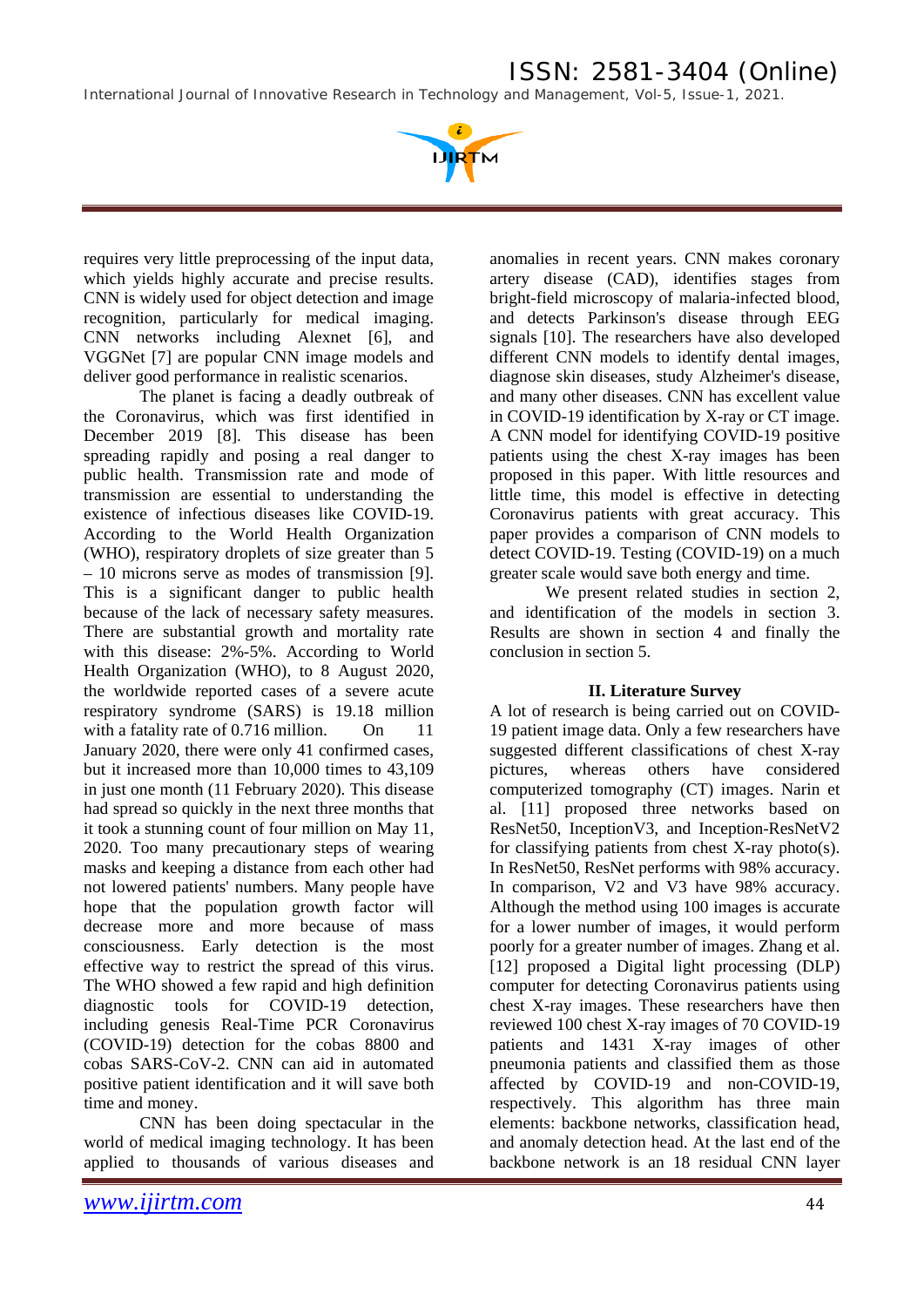requires very little preprocessing of the input data, which yields highly accurate and precise results. CNN is widely used for object detection and image recognition, particularly for medical imaging. CNN networks including Alexnet [6], and VGGNet [7] are popular CNN image models and deliver good performance in realistic scenarios.

The planet is facing a deadly outbreak of the Coronavirus, which was first identified in December 2019 [8]. This disease has been spreading rapidly and posing a real danger to public health. Transmission rate and mode of transmission are essential to understanding the existence of infectious diseases like COVID-19. According to the World Health Organization (WHO), respiratory droplets of size greater than 5 – 10 microns serve as modes of transmission [9]. This is a significant danger to public health because of the lack of necessary safety measures. There are substantial growth and mortality rate with this disease: 2%-5%. According to World Health Organization (WHO), to 8 August 2020, the worldwide reported cases of a severe acute respiratory syndrome (SARS) is 19.18 million with a fatality rate of 0.716 million. On 11 January 2020, there were only 41 confirmed cases, but it increased more than 10,000 times to 43,109 in just one month (11 February 2020). This disease had spread so quickly in the next three months that it took a stunning count of four million on May 11, 2020. Too many precautionary steps of wearing masks and keeping a distance from each other had not lowered patients' numbers. Many people have hope that the population growth factor will decrease more and more because of mass consciousness. Early detection is the most effective way to restrict the spread of this virus. The WHO showed a few rapid and high definition diagnostic tools for COVID-19 detection, including genesis Real-Time PCR Coronavirus (COVID-19) detection for the cobas 8800 and cobas SARS-CoV-2. CNN can aid in automated positive patient identification and it will save both time and money.

CNN has been doing spectacular in the world of medical imaging technology. It has been applied to thousands of various diseases and anomalies in recent years. CNN makes coronary artery disease (CAD), identifies stages from bright-field microscopy of malaria-infected blood, and detects Parkinson's disease through EEG signals [10]. The researchers have also developed different CNN models to identify dental images, diagnose skin diseases, study Alzheimer's disease, and many other diseases. CNN has excellent value in COVID-19 identification by X-ray or CT image. A CNN model for identifying COVID-19 positive patients using the chest X-ray images has been proposed in this paper. With little resources and little time, this model is effective in detecting Coronavirus patients with great accuracy. This paper provides a comparison of CNN models to detect COVID-19. Testing (COVID-19) on a much greater scale would save both energy and time.

We present related studies in section 2, and identification of the models in section 3. Results are shown in section 4 and finally the conclusion in section 5.

## II. Literature Survey

A lot of research is being carried out on COVID-19 patient image data. Only a few researchers have suggested different classifications of chest X-ray pictures, whereas others have considered computerized tomography (CT) images. Narin et al. [11] proposed three networks based on ResNet50, InceptionV3, and Inception-ResNetV2 for classifying patients from chest X-ray photo(s). In ResNet50, ResNet performs with 98% accuracy. In comparison, V2 and V3 have 98% accuracy. Although the method using 100 images is accurate for a lower number of images, it would perform poorly for a greater number of images. Zhang et al. [12] proposed a Digital light processing (DLP) computer for detecting Coronavirus patients using chest X-ray images. These researchers have then reviewed 100 chest X-ray images of 70 COVID-19 patients and 1431 X-ray images of other pneumonia patients and classified them as those affected by COVID-19 and non-COVID-19, respectively. This algorithm has three main elements: backbone networks, classification head, and anomaly detection head. At the last end of the backbone network is an 18 residual CNN layer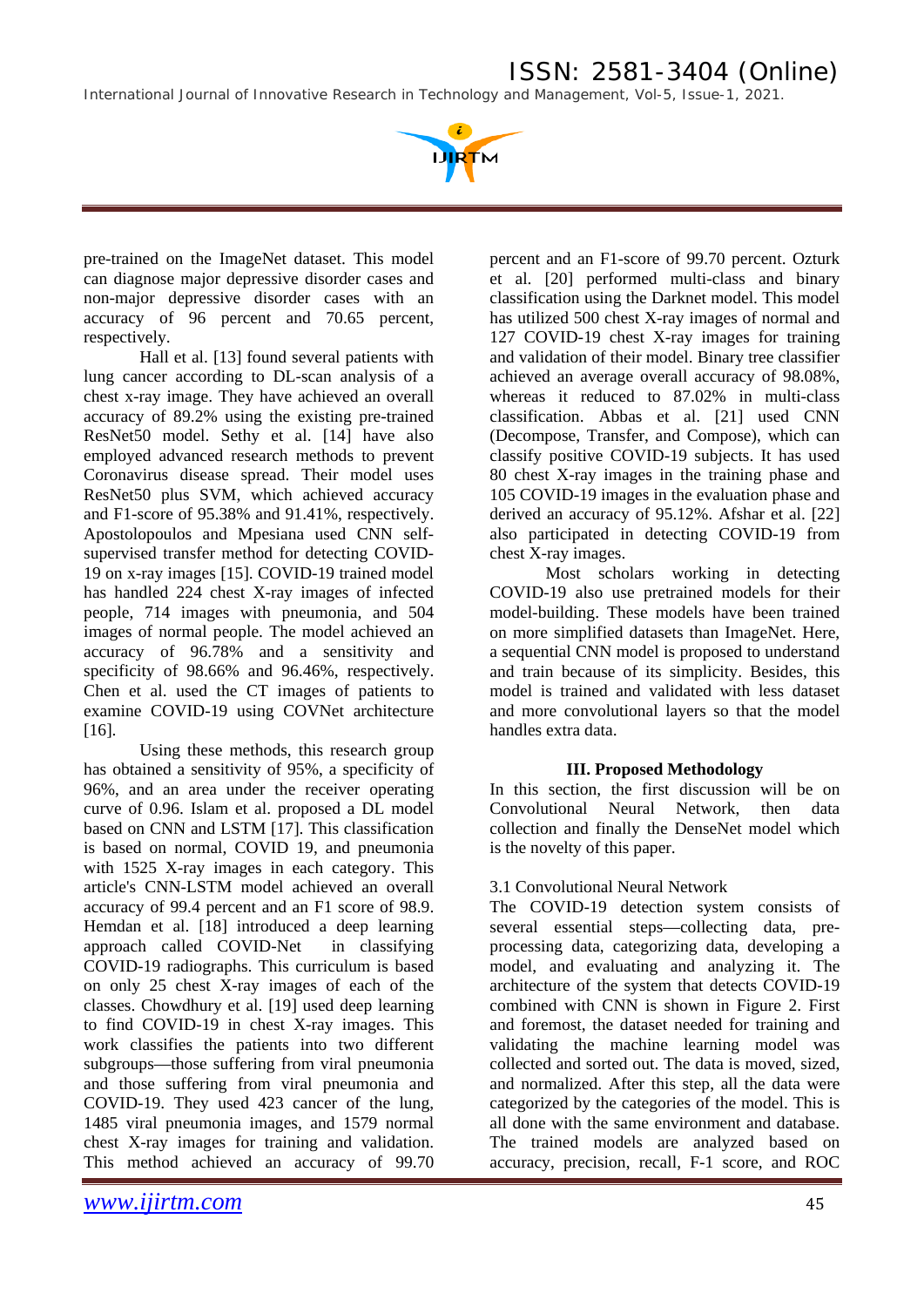pre-trained on the ImageNet dataset. This model can diagnose major depressive disorder cases and non-major depressive disorder cases with an accuracy of 96 percent and 70.65 percent, respectively.

Hall et al. [13] found several patients with lung cancer according to DL-scan analysis of a chest x-ray image. They have achieved an overall accuracy of 89.2% using the existing pre-trained ResNet50 model. Sethy et al. [14] have also employed advanced research methods to prevent Coronavirus disease spread. Their model uses ResNet50 plus SVM, which achieved accuracy and F1-score of 95.38% and 91.41%, respectively. Apostolopoulos and Mpesiana used CNN self-supervised transfer method for detecting COVID-19 on x-ray images [15]. COVID-19 trained model has handled 224 chest X-ray images of infected people, 714 images with pneumonia, and 504 images of normal people. The model achieved an accuracy of 96.78% and a sensitivity and specificity of 98.66% and 96.46%, respectively. Chen et al. used the CT images of patients to examine COVID-19 using COVNet architecture [16].

Using these methods, this research group has obtained a sensitivity of 95%, a specificity of 96%, and an area under the receiver operating curve of 0.96. Islam et al. proposed a DL model based on CNN and LSTM [17]. This classification is based on normal, COVID 19, and pneumonia with 1525 X-ray images in each category. This article's CNN-LSTM model achieved an overall accuracy of 99.4 percent and an F1 score of 98.9. Hemdan et al. [18] introduced a deep learning approach called COVID-Net in classifying COVID-19 radiographs. This curriculum is based on only 25 chest X-ray images of each of the classes. Chowdhury et al. [19] used deep learning to find COVID-19 in chest X-ray images. This work classifies the patients into two different subgroups—those suffering from viral pneumonia and those suffering from viral pneumonia and COVID-19. They used 423 cancer of the lung, 1485 viral pneumonia images, and 1579 normal chest X-ray images for training and validation. This method achieved an accuracy of 99.70 percent and an F1-score of 99.70 percent. Ozturk et al. [20] performed multi-class and binary classification using the Darknet model. This model has utilized 500 chest X-ray images of normal and 127 COVID-19 chest X-ray images for training and validation of their model. Binary tree classifier achieved an average overall accuracy of 98.08%, whereas it reduced to 87.02% in multi-class classification. Abbas et al. [21] used CNN (Decompose, Transfer, and Compose), which can classify positive COVID-19 subjects. It has used 80 chest X-ray images in the training phase and 105 COVID-19 images in the evaluation phase and derived an accuracy of 95.12%. Afshar et al. [22] also participated in detecting COVID-19 from chest X-ray images.

Most scholars working in detecting COVID-19 also use pretrained models for their model-building. These models have been trained on more simplified datasets than ImageNet. Here, a sequential CNN model is proposed to understand and train because of its simplicity. Besides, this model is trained and validated with less dataset and more convolutional layers so that the model handles extra data.

## III. Proposed Methodology

In this section, the first discussion will be on Convolutional Neural Network, then data collection and finally the DenseNet model which is the novelty of this paper.

### 3.1 Convolutional Neural Network

The COVID-19 detection system consists of several essential steps—collecting data, pre-processing data, categorizing data, developing a model, and evaluating and analyzing it. The architecture of the system that detects COVID-19 combined with CNN is shown in Figure 2. First and foremost, the dataset needed for training and validating the machine learning model was collected and sorted out. The data is moved, sized, and normalized. After this step, all the data were categorized by the categories of the model. This is all done with the same environment and database. The trained models are analyzed based on accuracy, precision, recall, F-1 score, and ROC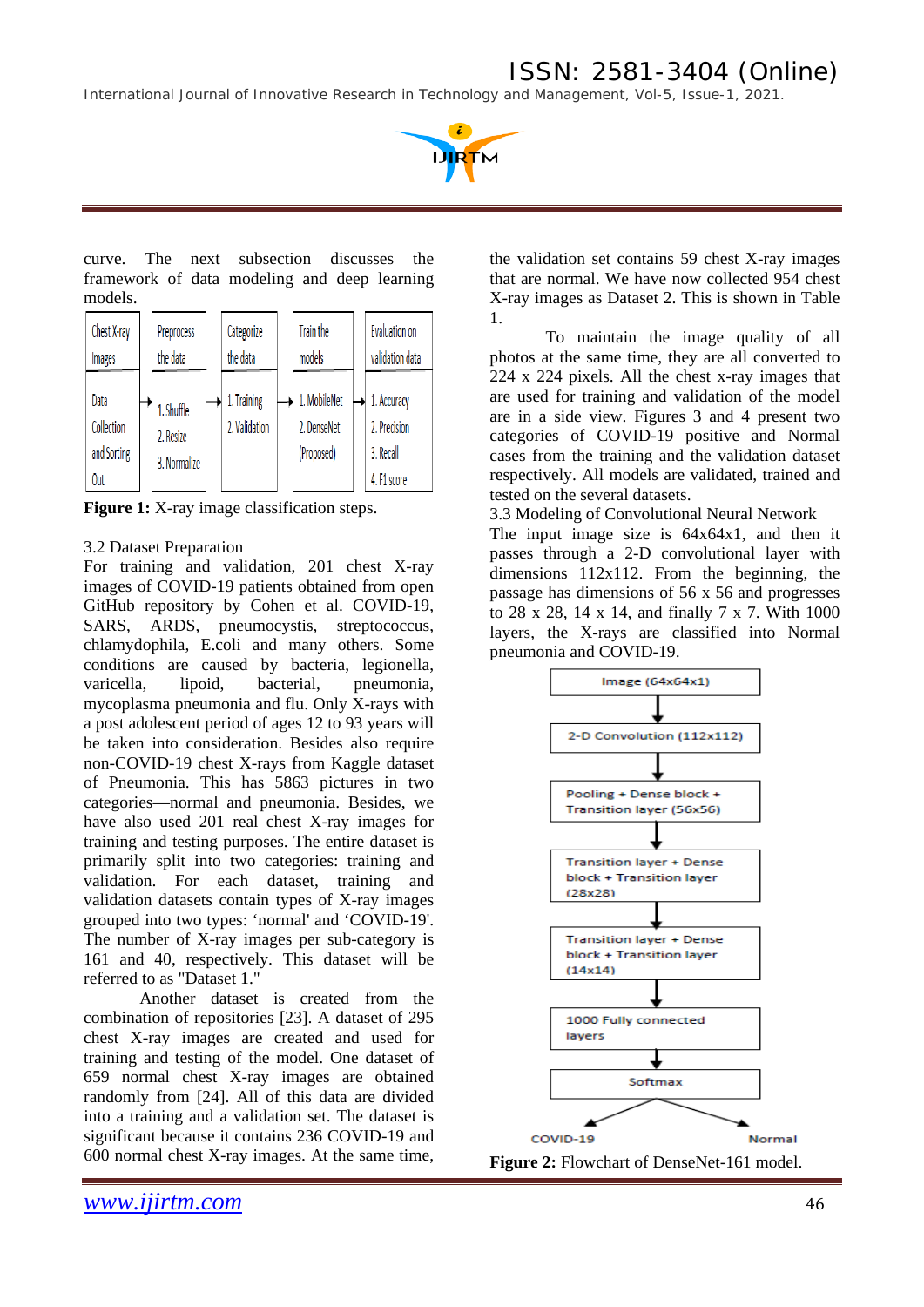curve. The next subsection discusses the framework of data modeling and deep learning models.

| Chest X-ray Images | Preprocess the data | Categorize the data | Train the models | Evaluation on validation data |
|---|---|---|---|---|
| Data Collection and Sorting Out | 1. Shuffle 2. Resize 3. Normalize | 1. Training 2. Validation | 1. MobileNet 2. DenseNet (Proposed) | 1. Accuracy 2. Precision 3. Recall 4. F1 score |

**Figure 1:** X-ray image classification steps.

3.2 Dataset Preparation

For training and validation, 201 chest X-ray images of COVID-19 patients obtained from open GitHub repository by Cohen et al. COVID-19, SARS, ARDS, pneumocystis, streptococcus, chlamydophila, E.coli and many others. Some conditions are caused by bacteria, legionella, varicella, lipoid, bacterial, pneumonia, mycoplasma pneumonia and flu. Only X-rays with a post adolescent period of ages 12 to 93 years will be taken into consideration. Besides also require non-COVID-19 chest X-rays from Kaggle dataset of Pneumonia. This has 5863 pictures in two categories—normal and pneumonia. Besides, we have also used 201 real chest X-ray images for training and testing purposes. The entire dataset is primarily split into two categories: training and validation. For each dataset, training and validation datasets contain types of X-ray images grouped into two types: 'normal' and 'COVID-19'. The number of X-ray images per sub-category is 161 and 40, respectively. This dataset will be referred to as "Dataset 1."

Another dataset is created from the combination of repositories [23]. A dataset of 295 chest X-ray images are created and used for training and testing of the model. One dataset of 659 normal chest X-ray images are obtained randomly from [24]. All of this data are divided into a training and a validation set. The dataset is significant because it contains 236 COVID-19 and 600 normal chest X-ray images. At the same time, the validation set contains 59 chest X-ray images that are normal. We have now collected 954 chest X-ray images as Dataset 2. This is shown in Table 1.

To maintain the image quality of all photos at the same time, they are all converted to 224 x 224 pixels. All the chest x-ray images that are used for training and validation of the model are in a side view. Figures 3 and 4 present two categories of COVID-19 positive and Normal cases from the training and the validation dataset respectively. All models are validated, trained and tested on the several datasets.

3.3 Modeling of Convolutional Neural Network

The input image size is 64x64x1, and then it passes through a 2-D convolutional layer with dimensions 112x112. From the beginning, the passage has dimensions of 56 x 56 and progresses to 28 x 28, 14 x 14, and finally 7 x 7. With 1000 layers, the X-rays are classified into Normal pneumonia and COVID-19.

Image (64x64x1) → 2-D Convolution (112x112) → Pooling + Dense block + Transition layer (56x56) → Transition layer + Dense block + Transition layer (28x28) → Transition layer + Dense block + Transition layer (14x14) → 1000 Fully connected layers → Softmax → COVID-19 / Normal

**Figure 2:** Flowchart of DenseNet-161 model.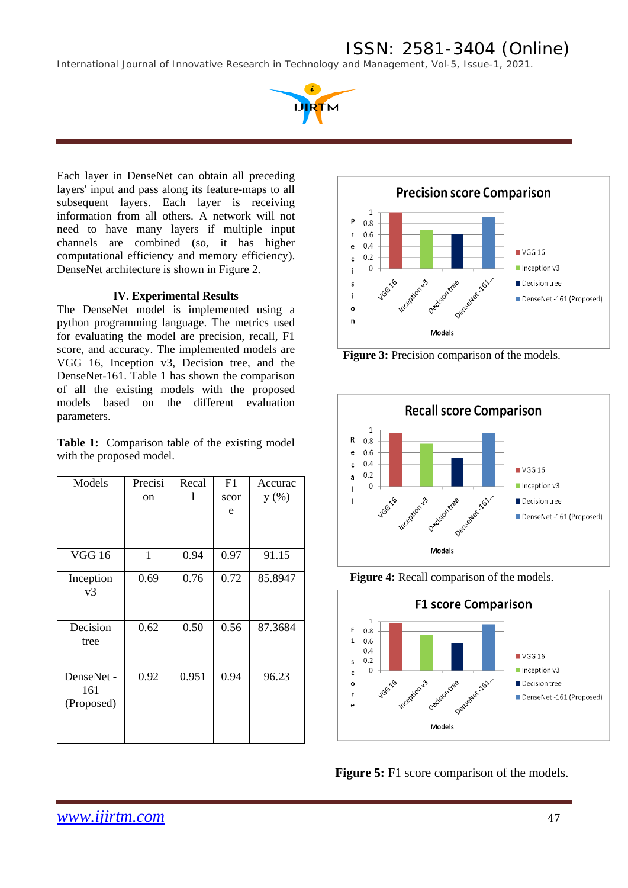Each layer in DenseNet can obtain all preceding layers' input and pass along its feature-maps to all subsequent layers. Each layer is receiving information from all others. A network will not need to have many layers if multiple input channels are combined (so, it has higher computational efficiency and memory efficiency). DenseNet architecture is shown in Figure 2.

## IV. Experimental Results

The DenseNet model is implemented using a python programming language. The metrics used for evaluating the model are precision, recall, F1 score, and accuracy. The implemented models are VGG 16, Inception v3, Decision tree, and the DenseNet-161. Table 1 has shown the comparison of all the existing models with the proposed models based on the different evaluation parameters.

**Table 1:** Comparison table of the existing model with the proposed model.

| Models | Precision | Recall | F1 score | Accuracy (%) |
|---|---|---|---|---|
| VGG 16 | 1 | 0.94 | 0.97 | 91.15 |
| Inception v3 | 0.69 | 0.76 | 0.72 | 85.8947 |
| Decision tree | 0.62 | 0.50 | 0.56 | 87.3684 |
| DenseNet - 161 (Proposed) | 0.92 | 0.951 | 0.94 | 96.23 |

**Figure 3:** Precision comparison of the models.

**Figure 4:** Recall comparison of the models.

**Figure 5:** F1 score comparison of the models.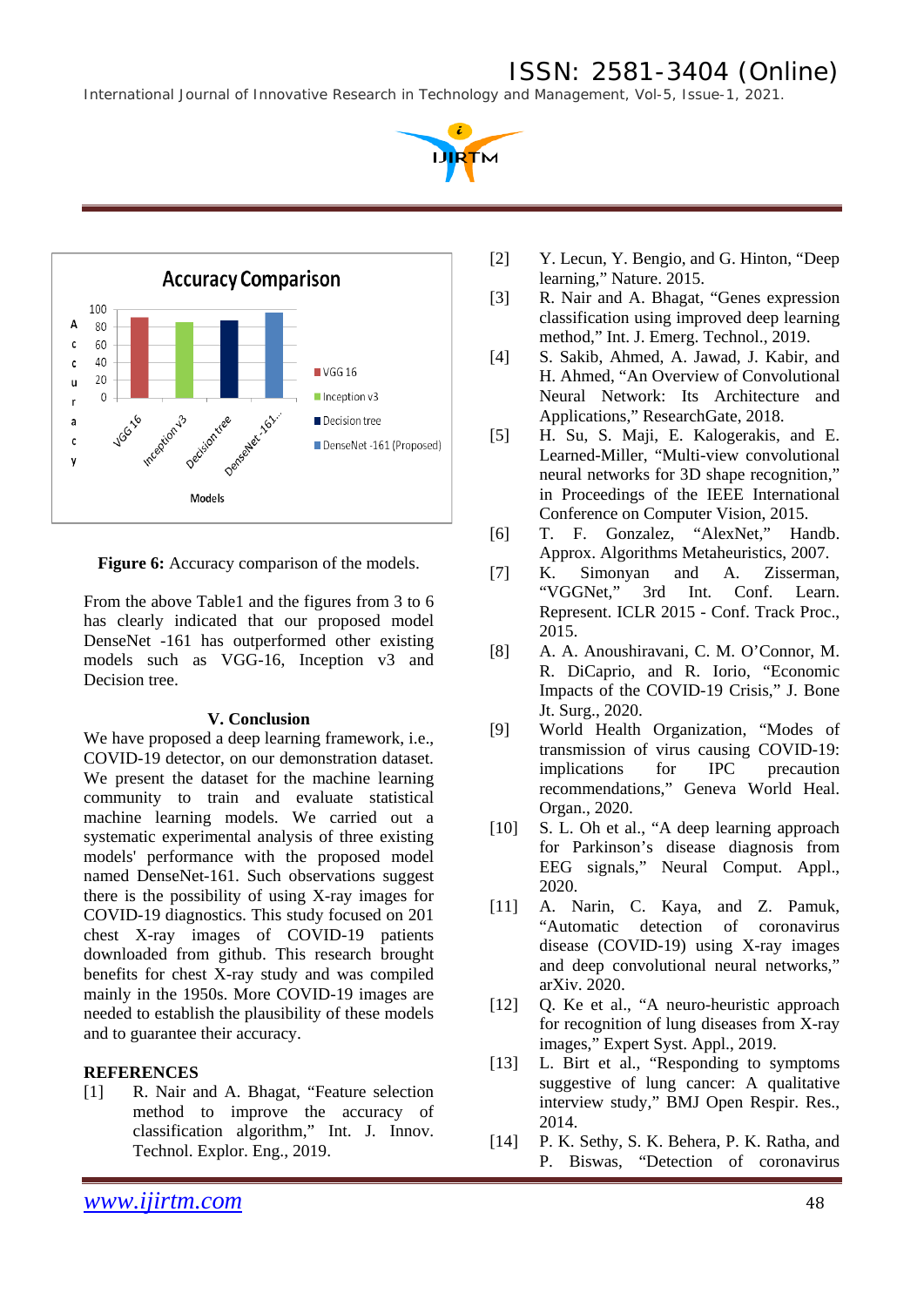**Figure 6:** Accuracy comparison of the models.

From the above Table1 and the figures from 3 to 6 has clearly indicated that our proposed model DenseNet -161 has outperformed other existing models such as VGG-16, Inception v3 and Decision tree.

## V. Conclusion

We have proposed a deep learning framework, i.e., COVID-19 detector, on our demonstration dataset. We present the dataset for the machine learning community to train and evaluate statistical machine learning models. We carried out a systematic experimental analysis of three existing models' performance with the proposed model named DenseNet-161. Such observations suggest there is the possibility of using X-ray images for COVID-19 diagnostics. This study focused on 201 chest X-ray images of COVID-19 patients downloaded from github. This research brought benefits for chest X-ray study and was compiled mainly in the 1950s. More COVID-19 images are needed to establish the plausibility of these models and to guarantee their accuracy.

## REFERENCES

[1] R. Nair and A. Bhagat, "Feature selection method to improve the accuracy of classification algorithm," Int. J. Innov. Technol. Explor. Eng., 2019.

[2] Y. Lecun, Y. Bengio, and G. Hinton, "Deep learning," Nature. 2015.

[3] R. Nair and A. Bhagat, "Genes expression classification using improved deep learning method," Int. J. Emerg. Technol., 2019.

[4] S. Sakib, Ahmed, A. Jawad, J. Kabir, and H. Ahmed, "An Overview of Convolutional Neural Network: Its Architecture and Applications," ResearchGate, 2018.

[5] H. Su, S. Maji, E. Kalogerakis, and E. Learned-Miller, "Multi-view convolutional neural networks for 3D shape recognition," in Proceedings of the IEEE International Conference on Computer Vision, 2015.

[6] T. F. Gonzalez, "AlexNet," Handb. Approx. Algorithms Metaheuristics, 2007.

[7] K. Simonyan and A. Zisserman, "VGGNet," 3rd Int. Conf. Learn. Represent. ICLR 2015 - Conf. Track Proc., 2015.

[8] A. A. Anoushiravani, C. M. O'Connor, M. R. DiCaprio, and R. Iorio, "Economic Impacts of the COVID-19 Crisis," J. Bone Jt. Surg., 2020.

[9] World Health Organization, "Modes of transmission of virus causing COVID-19: implications for IPC precaution recommendations," Geneva World Heal. Organ., 2020.

[10] S. L. Oh et al., "A deep learning approach for Parkinson's disease diagnosis from EEG signals," Neural Comput. Appl., 2020.

[11] A. Narin, C. Kaya, and Z. Pamuk, "Automatic detection of coronavirus disease (COVID-19) using X-ray images and deep convolutional neural networks," arXiv. 2020.

[12] Q. Ke et al., "A neuro-heuristic approach for recognition of lung diseases from X-ray images," Expert Syst. Appl., 2019.

[13] L. Birt et al., "Responding to symptoms suggestive of lung cancer: A qualitative interview study," BMJ Open Respir. Res., 2014.

[14] P. K. Sethy, S. K. Behera, P. K. Ratha, and P. Biswas, "Detection of coronavirus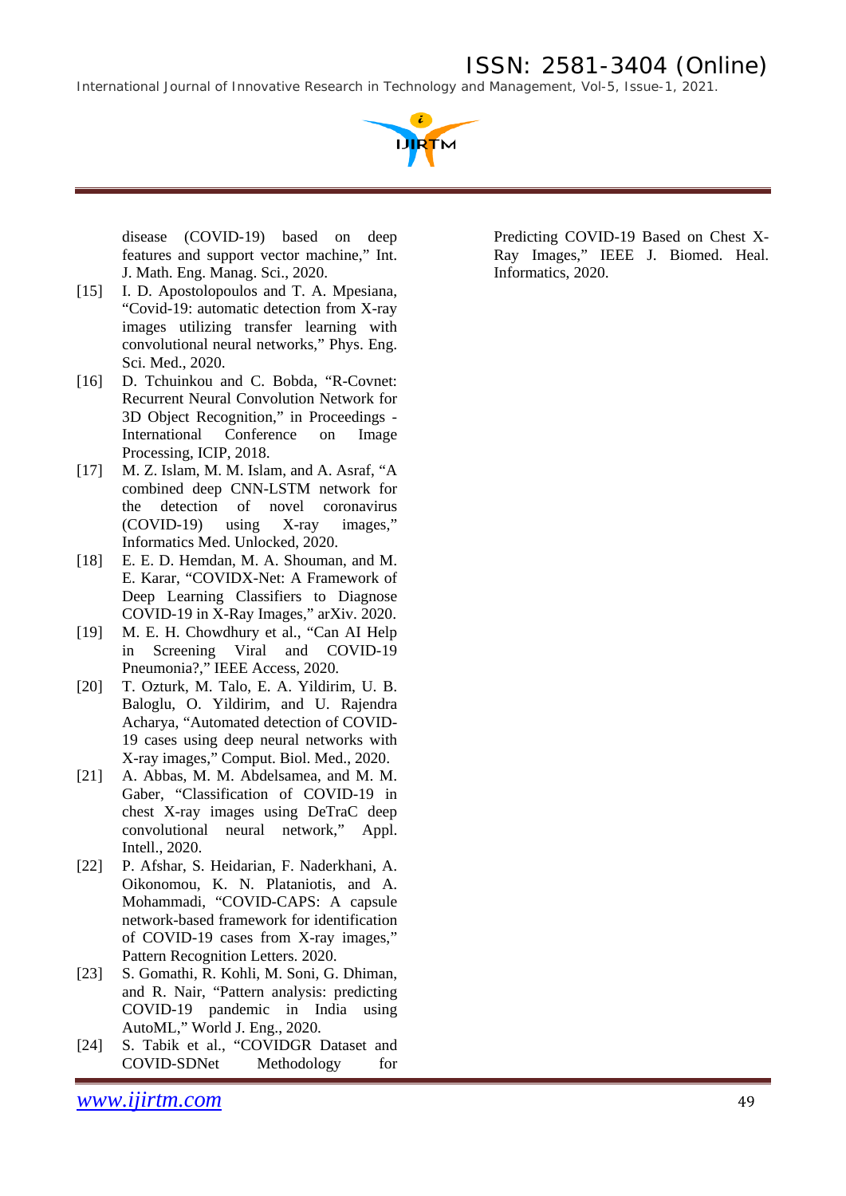disease (COVID-19) based on deep features and support vector machine," Int. J. Math. Eng. Manag. Sci., 2020.

[15] I. D. Apostolopoulos and T. A. Mpesiana, "Covid-19: automatic detection from X-ray images utilizing transfer learning with convolutional neural networks," Phys. Eng. Sci. Med., 2020.

[16] D. Tchuinkou and C. Bobda, "R-Covnet: Recurrent Neural Convolution Network for 3D Object Recognition," in Proceedings - International Conference on Image Processing, ICIP, 2018.

[17] M. Z. Islam, M. M. Islam, and A. Asraf, "A combined deep CNN-LSTM network for the detection of novel coronavirus (COVID-19) using X-ray images," Informatics Med. Unlocked, 2020.

[18] E. E. D. Hemdan, M. A. Shouman, and M. E. Karar, "COVIDX-Net: A Framework of Deep Learning Classifiers to Diagnose COVID-19 in X-Ray Images," arXiv. 2020.

[19] M. E. H. Chowdhury et al., "Can AI Help in Screening Viral and COVID-19 Pneumonia?," IEEE Access, 2020.

[20] T. Ozturk, M. Talo, E. A. Yildirim, U. B. Baloglu, O. Yildirim, and U. Rajendra Acharya, "Automated detection of COVID-19 cases using deep neural networks with X-ray images," Comput. Biol. Med., 2020.

[21] A. Abbas, M. M. Abdelsamea, and M. M. Gaber, "Classification of COVID-19 in chest X-ray images using DeTraC deep convolutional neural network," Appl. Intell., 2020.

[22] P. Afshar, S. Heidarian, F. Naderkhani, A. Oikonomou, K. N. Plataniotis, and A. Mohammadi, "COVID-CAPS: A capsule network-based framework for identification of COVID-19 cases from X-ray images," Pattern Recognition Letters. 2020.

[23] S. Gomathi, R. Kohli, M. Soni, G. Dhiman, and R. Nair, "Pattern analysis: predicting COVID-19 pandemic in India using AutoML," World J. Eng., 2020.

[24] S. Tabik et al., "COVIDGR Dataset and COVID-SDNet Methodology for Predicting COVID-19 Based on Chest X-Ray Images," IEEE J. Biomed. Heal. Informatics, 2020.